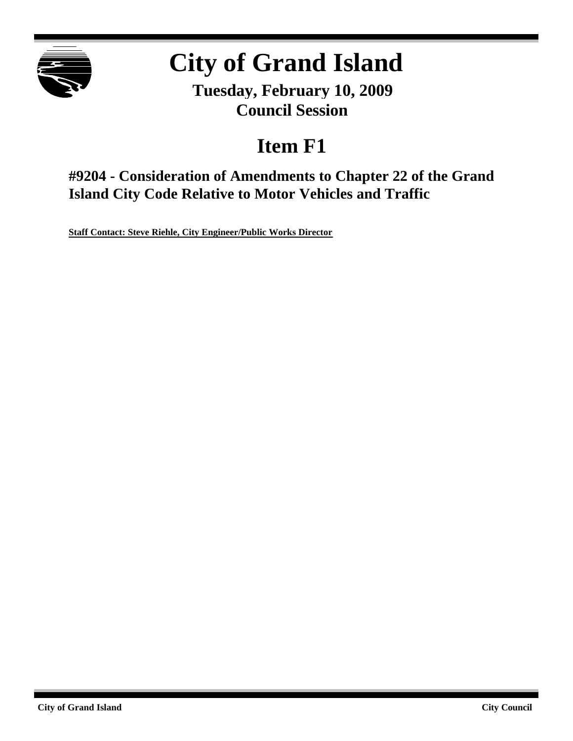# City of Grand Island

**Tuesday, February 10, 2009**
**Council Session**

## Item F1

### #9204 - Consideration of Amendments to Chapter 22 of the Grand Island City Code Relative to Motor Vehicles and Traffic

**Staff Contact: Steve Riehle, City Engineer/Public Works Director**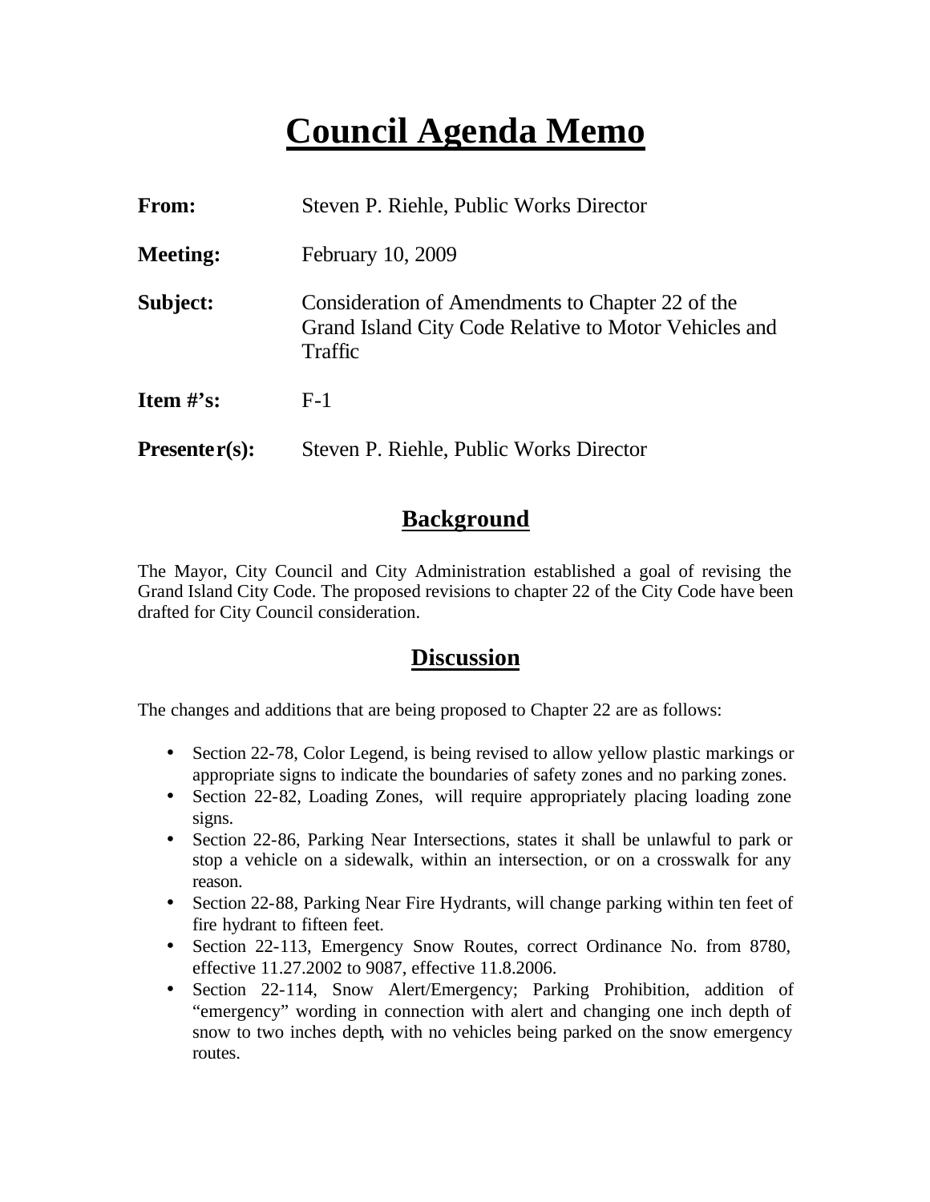# Council Agenda Memo

**From:** Steven P. Riehle, Public Works Director

**Meeting:** February 10, 2009

**Subject:** Consideration of Amendments to Chapter 22 of the Grand Island City Code Relative to Motor Vehicles and Traffic

**Item #'s:** F-1

**Presenter(s):** Steven P. Riehle, Public Works Director

## Background

The Mayor, City Council and City Administration established a goal of revising the Grand Island City Code. The proposed revisions to chapter 22 of the City Code have been drafted for City Council consideration.

## Discussion

The changes and additions that are being proposed to Chapter 22 are as follows:

- Section 22-78, Color Legend, is being revised to allow yellow plastic markings or appropriate signs to indicate the boundaries of safety zones and no parking zones.
- Section 22-82, Loading Zones, will require appropriately placing loading zone signs.
- Section 22-86, Parking Near Intersections, states it shall be unlawful to park or stop a vehicle on a sidewalk, within an intersection, or on a crosswalk for any reason.
- Section 22-88, Parking Near Fire Hydrants, will change parking within ten feet of fire hydrant to fifteen feet.
- Section 22-113, Emergency Snow Routes, correct Ordinance No. from 8780, effective 11.27.2002 to 9087, effective 11.8.2006.
- Section 22-114, Snow Alert/Emergency; Parking Prohibition, addition of "emergency" wording in connection with alert and changing one inch depth of snow to two inches depth, with no vehicles being parked on the snow emergency routes.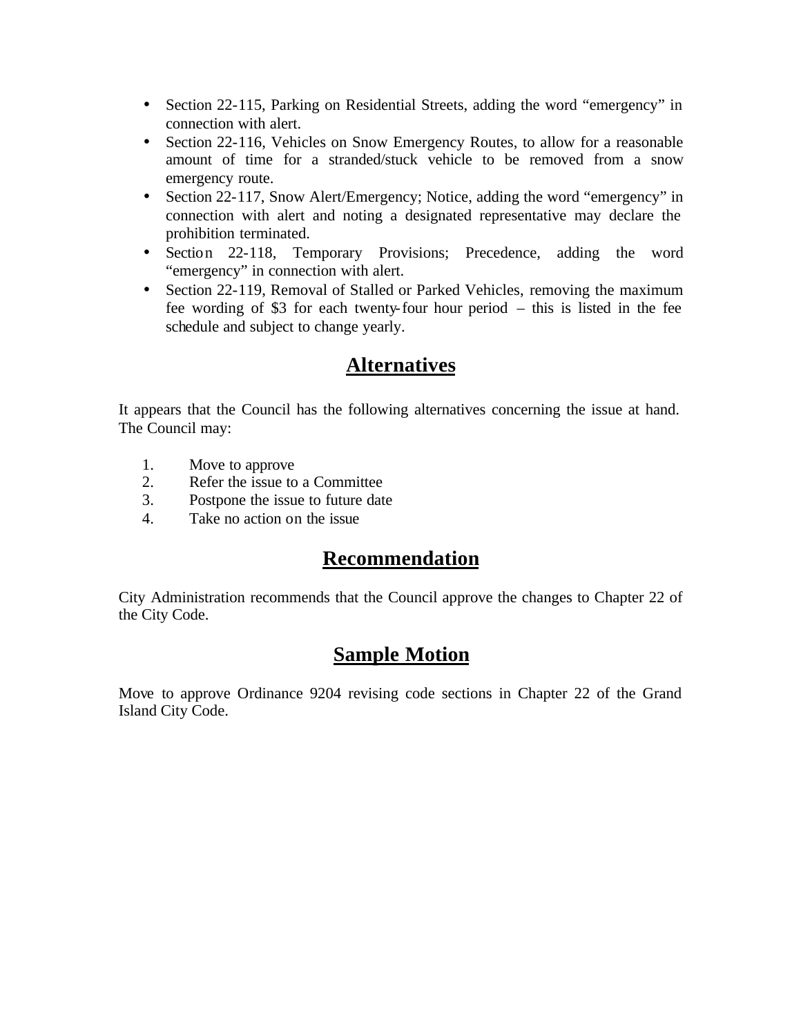- Section 22-115, Parking on Residential Streets, adding the word "emergency" in connection with alert.
- Section 22-116, Vehicles on Snow Emergency Routes, to allow for a reasonable amount of time for a stranded/stuck vehicle to be removed from a snow emergency route.
- Section 22-117, Snow Alert/Emergency; Notice, adding the word "emergency" in connection with alert and noting a designated representative may declare the prohibition terminated.
- Section 22-118, Temporary Provisions; Precedence, adding the word "emergency" in connection with alert.
- Section 22-119, Removal of Stalled or Parked Vehicles, removing the maximum fee wording of $3 for each twenty-four hour period – this is listed in the fee schedule and subject to change yearly.

## Alternatives

It appears that the Council has the following alternatives concerning the issue at hand. The Council may:

1. Move to approve
2. Refer the issue to a Committee
3. Postpone the issue to future date
4. Take no action on the issue

## Recommendation

City Administration recommends that the Council approve the changes to Chapter 22 of the City Code.

## Sample Motion

Move to approve Ordinance 9204 revising code sections in Chapter 22 of the Grand Island City Code.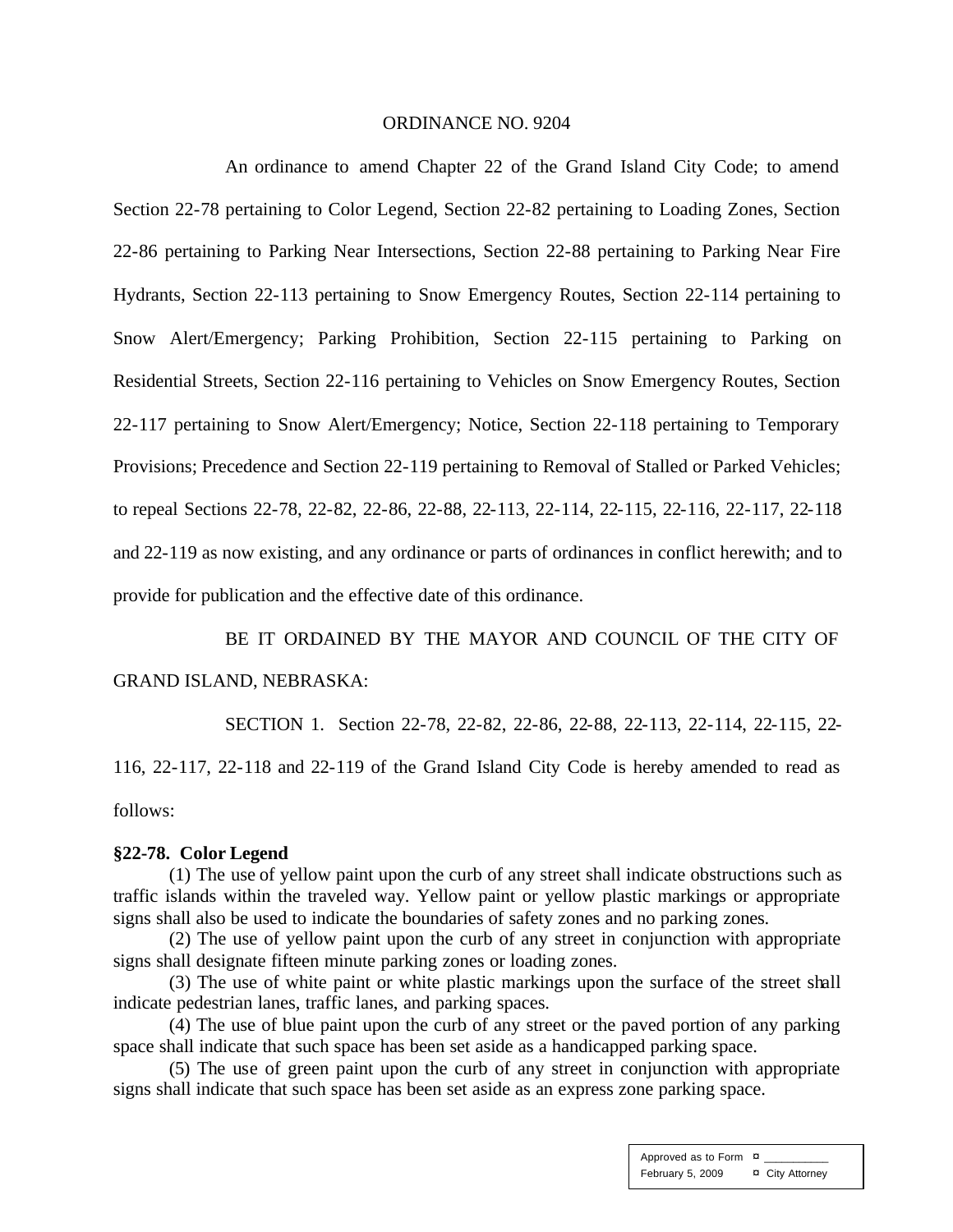ORDINANCE NO. 9204

An ordinance to amend Chapter 22 of the Grand Island City Code; to amend Section 22-78 pertaining to Color Legend, Section 22-82 pertaining to Loading Zones, Section 22-86 pertaining to Parking Near Intersections, Section 22-88 pertaining to Parking Near Fire Hydrants, Section 22-113 pertaining to Snow Emergency Routes, Section 22-114 pertaining to Snow Alert/Emergency; Parking Prohibition, Section 22-115 pertaining to Parking on Residential Streets, Section 22-116 pertaining to Vehicles on Snow Emergency Routes, Section 22-117 pertaining to Snow Alert/Emergency; Notice, Section 22-118 pertaining to Temporary Provisions; Precedence and Section 22-119 pertaining to Removal of Stalled or Parked Vehicles; to repeal Sections 22-78, 22-82, 22-86, 22-88, 22-113, 22-114, 22-115, 22-116, 22-117, 22-118 and 22-119 as now existing, and any ordinance or parts of ordinances in conflict herewith; and to provide for publication and the effective date of this ordinance.

BE IT ORDAINED BY THE MAYOR AND COUNCIL OF THE CITY OF GRAND ISLAND, NEBRASKA:

SECTION 1. Section 22-78, 22-82, 22-86, 22-88, 22-113, 22-114, 22-115, 22-116, 22-117, 22-118 and 22-119 of the Grand Island City Code is hereby amended to read as follows:

**§22-78. Color Legend**

(1) The use of yellow paint upon the curb of any street shall indicate obstructions such as traffic islands within the traveled way. Yellow paint or yellow plastic markings or appropriate signs shall also be used to indicate the boundaries of safety zones and no parking zones.

(2) The use of yellow paint upon the curb of any street in conjunction with appropriate signs shall designate fifteen minute parking zones or loading zones.

(3) The use of white paint or white plastic markings upon the surface of the street shall indicate pedestrian lanes, traffic lanes, and parking spaces.

(4) The use of blue paint upon the curb of any street or the paved portion of any parking space shall indicate that such space has been set aside as a handicapped parking space.

(5) The use of green paint upon the curb of any street in conjunction with appropriate signs shall indicate that such space has been set aside as an express zone parking space.

Approved as to Form ¤ ___________
February 5, 2009 ¤ City Attorney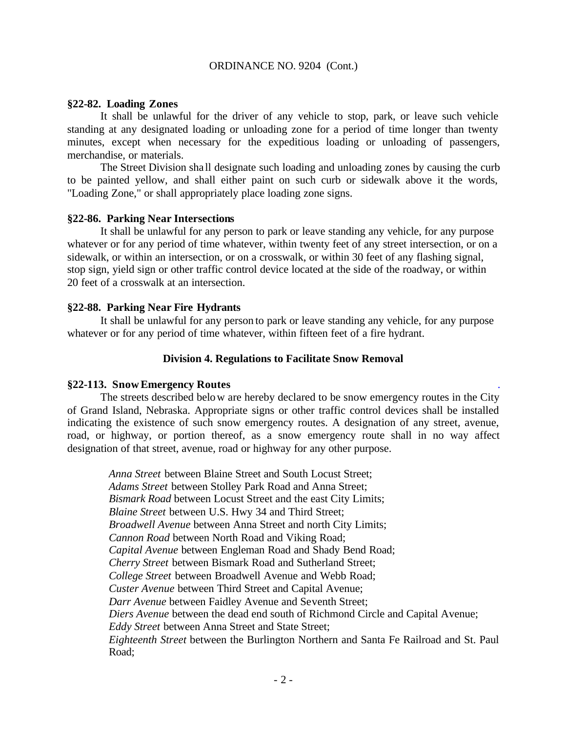ORDINANCE NO. 9204 (Cont.)

**§22-82. Loading Zones**

It shall be unlawful for the driver of any vehicle to stop, park, or leave such vehicle standing at any designated loading or unloading zone for a period of time longer than twenty minutes, except when necessary for the expeditious loading or unloading of passengers, merchandise, or materials.

The Street Division shall designate such loading and unloading zones by causing the curb to be painted yellow, and shall either paint on such curb or sidewalk above it the words, "Loading Zone," or shall appropriately place loading zone signs.

**§22-86. Parking Near Intersections**

It shall be unlawful for any person to park or leave standing any vehicle, for any purpose whatever or for any period of time whatever, within twenty feet of any street intersection, or on a sidewalk, or within an intersection, or on a crosswalk, or within 30 feet of any flashing signal, stop sign, yield sign or other traffic control device located at the side of the roadway, or within 20 feet of a crosswalk at an intersection.

**§22-88. Parking Near Fire Hydrants**

It shall be unlawful for any person to park or leave standing any vehicle, for any purpose whatever or for any period of time whatever, within fifteen feet of a fire hydrant.

**Division 4. Regulations to Facilitate Snow Removal**

**§22-113. Snow Emergency Routes**

The streets described below are hereby declared to be snow emergency routes in the City of Grand Island, Nebraska. Appropriate signs or other traffic control devices shall be installed indicating the existence of such snow emergency routes. A designation of any street, avenue, road, or highway, or portion thereof, as a snow emergency route shall in no way affect designation of that street, avenue, road or highway for any other purpose.

*Anna Street* between Blaine Street and South Locust Street;
*Adams Street* between Stolley Park Road and Anna Street;
*Bismark Road* between Locust Street and the east City Limits;
*Blaine Street* between U.S. Hwy 34 and Third Street;
*Broadwell Avenue* between Anna Street and north City Limits;
*Cannon Road* between North Road and Viking Road;
*Capital Avenue* between Engleman Road and Shady Bend Road;
*Cherry Street* between Bismark Road and Sutherland Street;
*College Street* between Broadwell Avenue and Webb Road;
*Custer Avenue* between Third Street and Capital Avenue;
*Darr Avenue* between Faidley Avenue and Seventh Street;
*Diers Avenue* between the dead end south of Richmond Circle and Capital Avenue;
*Eddy Street* between Anna Street and State Street;
*Eighteenth Street* between the Burlington Northern and Santa Fe Railroad and St. Paul Road;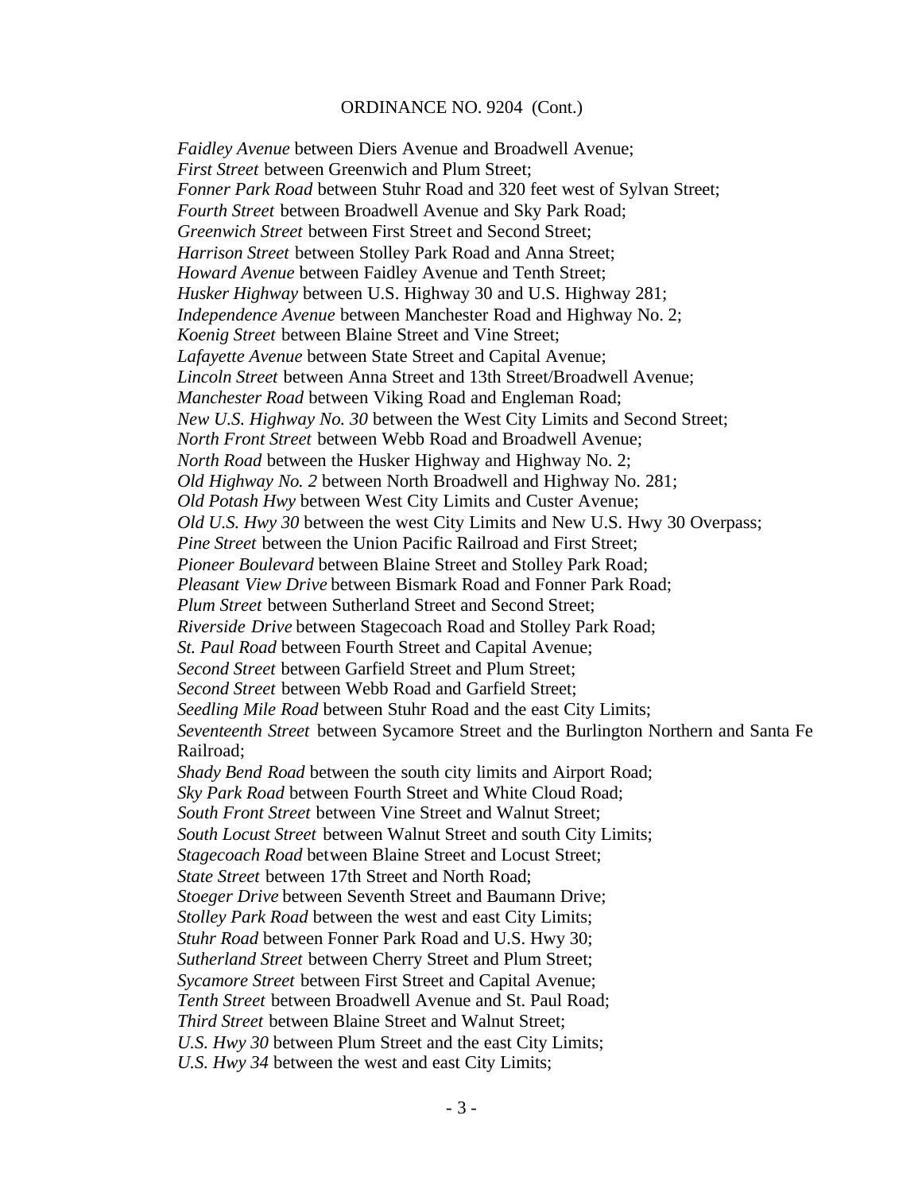ORDINANCE NO. 9204 (Cont.)

*Faidley Avenue* between Diers Avenue and Broadwell Avenue;
*First Street* between Greenwich and Plum Street;
*Fonner Park Road* between Stuhr Road and 320 feet west of Sylvan Street;
*Fourth Street* between Broadwell Avenue and Sky Park Road;
*Greenwich Street* between First Street and Second Street;
*Harrison Street* between Stolley Park Road and Anna Street;
*Howard Avenue* between Faidley Avenue and Tenth Street;
*Husker Highway* between U.S. Highway 30 and U.S. Highway 281;
*Independence Avenue* between Manchester Road and Highway No. 2;
*Koenig Street* between Blaine Street and Vine Street;
*Lafayette Avenue* between State Street and Capital Avenue;
*Lincoln Street* between Anna Street and 13th Street/Broadwell Avenue;
*Manchester Road* between Viking Road and Engleman Road;
*New U.S. Highway No. 30* between the West City Limits and Second Street;
*North Front Street* between Webb Road and Broadwell Avenue;
*North Road* between the Husker Highway and Highway No. 2;
*Old Highway No. 2* between North Broadwell and Highway No. 281;
*Old Potash Hwy* between West City Limits and Custer Avenue;
*Old U.S. Hwy 30* between the west City Limits and New U.S. Hwy 30 Overpass;
*Pine Street* between the Union Pacific Railroad and First Street;
*Pioneer Boulevard* between Blaine Street and Stolley Park Road;
*Pleasant View Drive* between Bismark Road and Fonner Park Road;
*Plum Street* between Sutherland Street and Second Street;
*Riverside Drive* between Stagecoach Road and Stolley Park Road;
*St. Paul Road* between Fourth Street and Capital Avenue;
*Second Street* between Garfield Street and Plum Street;
*Second Street* between Webb Road and Garfield Street;
*Seedling Mile Road* between Stuhr Road and the east City Limits;
*Seventeenth Street* between Sycamore Street and the Burlington Northern and Santa Fe Railroad;
*Shady Bend Road* between the south city limits and Airport Road;
*Sky Park Road* between Fourth Street and White Cloud Road;
*South Front Street* between Vine Street and Walnut Street;
*South Locust Street* between Walnut Street and south City Limits;
*Stagecoach Road* between Blaine Street and Locust Street;
*State Street* between 17th Street and North Road;
*Stoeger Drive* between Seventh Street and Baumann Drive;
*Stolley Park Road* between the west and east City Limits;
*Stuhr Road* between Fonner Park Road and U.S. Hwy 30;
*Sutherland Street* between Cherry Street and Plum Street;
*Sycamore Street* between First Street and Capital Avenue;
*Tenth Street* between Broadwell Avenue and St. Paul Road;
*Third Street* between Blaine Street and Walnut Street;
*U.S. Hwy 30* between Plum Street and the east City Limits;
*U.S. Hwy 34* between the west and east City Limits;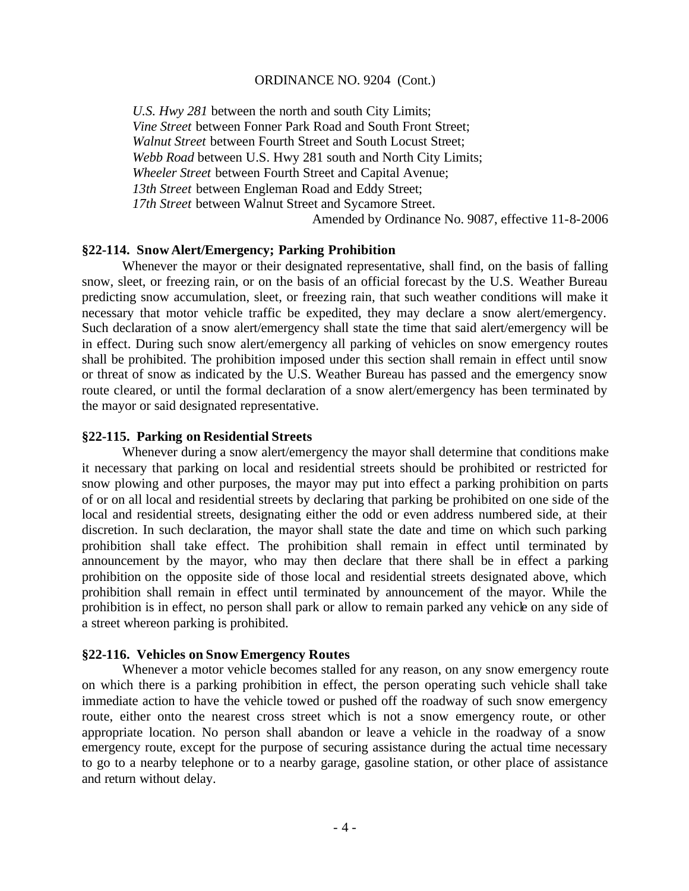ORDINANCE NO. 9204 (Cont.)

*U.S. Hwy 281* between the north and south City Limits;
*Vine Street* between Fonner Park Road and South Front Street;
*Walnut Street* between Fourth Street and South Locust Street;
*Webb Road* between U.S. Hwy 281 south and North City Limits;
*Wheeler Street* between Fourth Street and Capital Avenue;
*13th Street* between Engleman Road and Eddy Street;
*17th Street* between Walnut Street and Sycamore Street.

Amended by Ordinance No. 9087, effective 11-8-2006

**§22-114. Snow Alert/Emergency; Parking Prohibition**

Whenever the mayor or their designated representative, shall find, on the basis of falling snow, sleet, or freezing rain, or on the basis of an official forecast by the U.S. Weather Bureau predicting snow accumulation, sleet, or freezing rain, that such weather conditions will make it necessary that motor vehicle traffic be expedited, they may declare a snow alert/emergency. Such declaration of a snow alert/emergency shall state the time that said alert/emergency will be in effect. During such snow alert/emergency all parking of vehicles on snow emergency routes shall be prohibited. The prohibition imposed under this section shall remain in effect until snow or threat of snow as indicated by the U.S. Weather Bureau has passed and the emergency snow route cleared, or until the formal declaration of a snow alert/emergency has been terminated by the mayor or said designated representative.

**§22-115. Parking on Residential Streets**

Whenever during a snow alert/emergency the mayor shall determine that conditions make it necessary that parking on local and residential streets should be prohibited or restricted for snow plowing and other purposes, the mayor may put into effect a parking prohibition on parts of or on all local and residential streets by declaring that parking be prohibited on one side of the local and residential streets, designating either the odd or even address numbered side, at their discretion. In such declaration, the mayor shall state the date and time on which such parking prohibition shall take effect. The prohibition shall remain in effect until terminated by announcement by the mayor, who may then declare that there shall be in effect a parking prohibition on the opposite side of those local and residential streets designated above, which prohibition shall remain in effect until terminated by announcement of the mayor. While the prohibition is in effect, no person shall park or allow to remain parked any vehicle on any side of a street whereon parking is prohibited.

**§22-116. Vehicles on Snow Emergency Routes**

Whenever a motor vehicle becomes stalled for any reason, on any snow emergency route on which there is a parking prohibition in effect, the person operating such vehicle shall take immediate action to have the vehicle towed or pushed off the roadway of such snow emergency route, either onto the nearest cross street which is not a snow emergency route, or other appropriate location. No person shall abandon or leave a vehicle in the roadway of a snow emergency route, except for the purpose of securing assistance during the actual time necessary to go to a nearby telephone or to a nearby garage, gasoline station, or other place of assistance and return without delay.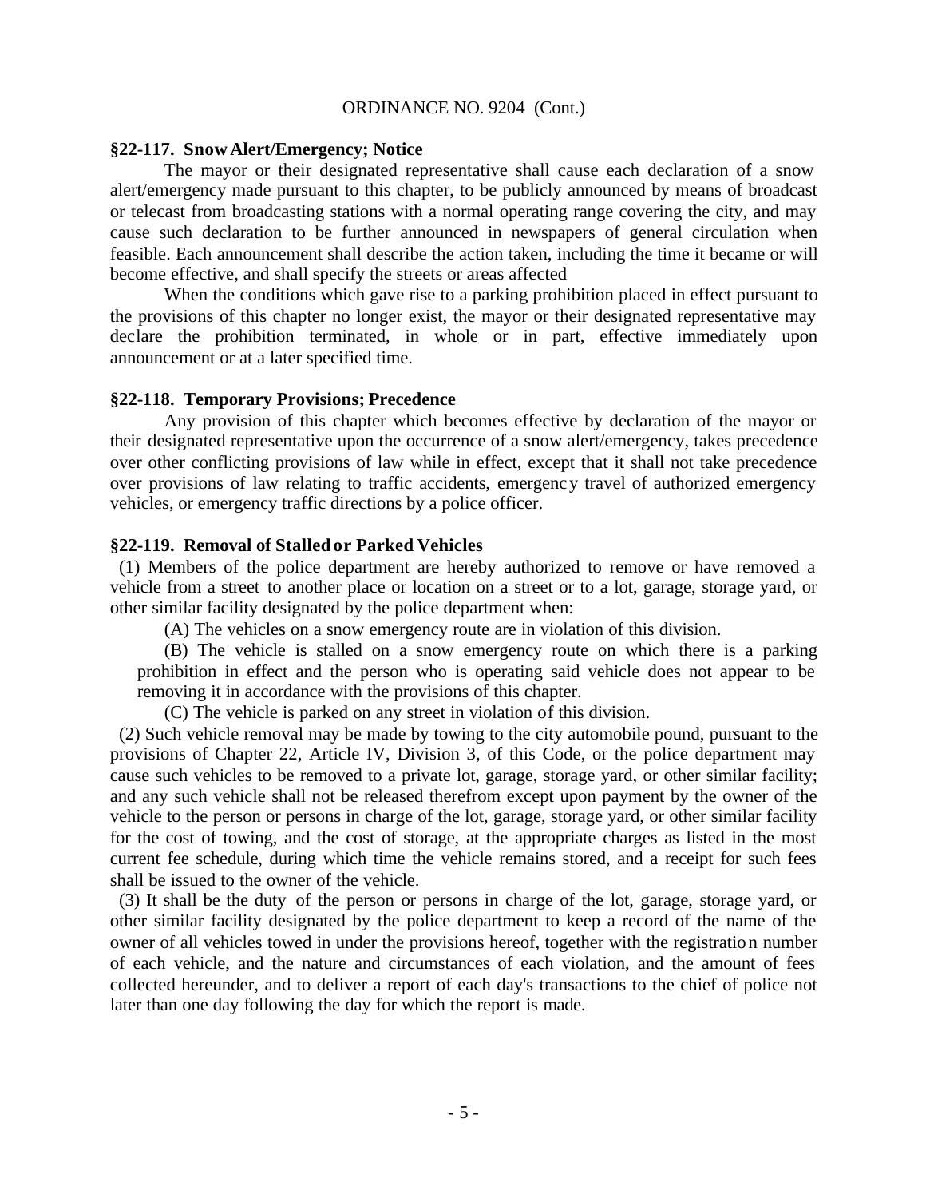ORDINANCE NO. 9204 (Cont.)

**§22-117. Snow Alert/Emergency; Notice**

The mayor or their designated representative shall cause each declaration of a snow alert/emergency made pursuant to this chapter, to be publicly announced by means of broadcast or telecast from broadcasting stations with a normal operating range covering the city, and may cause such declaration to be further announced in newspapers of general circulation when feasible. Each announcement shall describe the action taken, including the time it became or will become effective, and shall specify the streets or areas affected

When the conditions which gave rise to a parking prohibition placed in effect pursuant to the provisions of this chapter no longer exist, the mayor or their designated representative may declare the prohibition terminated, in whole or in part, effective immediately upon announcement or at a later specified time.

**§22-118. Temporary Provisions; Precedence**

Any provision of this chapter which becomes effective by declaration of the mayor or their designated representative upon the occurrence of a snow alert/emergency, takes precedence over other conflicting provisions of law while in effect, except that it shall not take precedence over provisions of law relating to traffic accidents, emergency travel of authorized emergency vehicles, or emergency traffic directions by a police officer.

**§22-119. Removal of Stalled or Parked Vehicles**

(1) Members of the police department are hereby authorized to remove or have removed a vehicle from a street to another place or location on a street or to a lot, garage, storage yard, or other similar facility designated by the police department when:

(A) The vehicles on a snow emergency route are in violation of this division.

(B) The vehicle is stalled on a snow emergency route on which there is a parking prohibition in effect and the person who is operating said vehicle does not appear to be removing it in accordance with the provisions of this chapter.

(C) The vehicle is parked on any street in violation of this division.

(2) Such vehicle removal may be made by towing to the city automobile pound, pursuant to the provisions of Chapter 22, Article IV, Division 3, of this Code, or the police department may cause such vehicles to be removed to a private lot, garage, storage yard, or other similar facility; and any such vehicle shall not be released therefrom except upon payment by the owner of the vehicle to the person or persons in charge of the lot, garage, storage yard, or other similar facility for the cost of towing, and the cost of storage, at the appropriate charges as listed in the most current fee schedule, during which time the vehicle remains stored, and a receipt for such fees shall be issued to the owner of the vehicle.

(3) It shall be the duty of the person or persons in charge of the lot, garage, storage yard, or other similar facility designated by the police department to keep a record of the name of the owner of all vehicles towed in under the provisions hereof, together with the registration number of each vehicle, and the nature and circumstances of each violation, and the amount of fees collected hereunder, and to deliver a report of each day's transactions to the chief of police not later than one day following the day for which the report is made.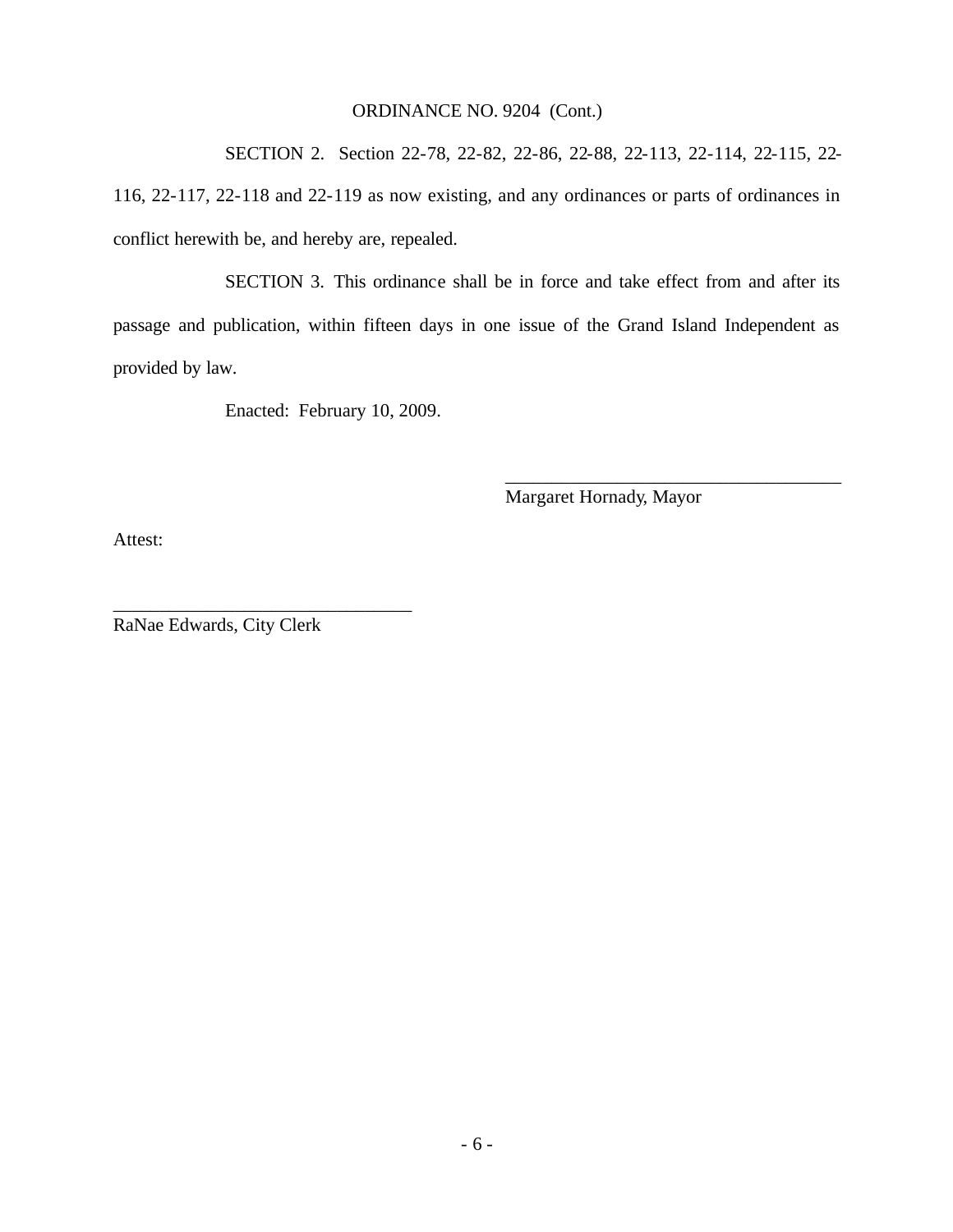ORDINANCE NO. 9204 (Cont.)

SECTION 2. Section 22-78, 22-82, 22-86, 22-88, 22-113, 22-114, 22-115, 22-116, 22-117, 22-118 and 22-119 as now existing, and any ordinances or parts of ordinances in conflict herewith be, and hereby are, repealed.

SECTION 3. This ordinance shall be in force and take effect from and after its passage and publication, within fifteen days in one issue of the Grand Island Independent as provided by law.

Enacted: February 10, 2009.

\_\_\_\_\_\_\_\_\_\_\_\_\_\_\_\_\_\_\_\_\_\_\_\_\_\_\_\_\_\_\_\_\_\_\_\_\_\_
Margaret Hornady, Mayor

Attest:

\_\_\_\_\_\_\_\_\_\_\_\_\_\_\_\_\_\_\_\_\_\_\_\_\_\_\_\_\_\_\_\_\_\_
RaNae Edwards, City Clerk